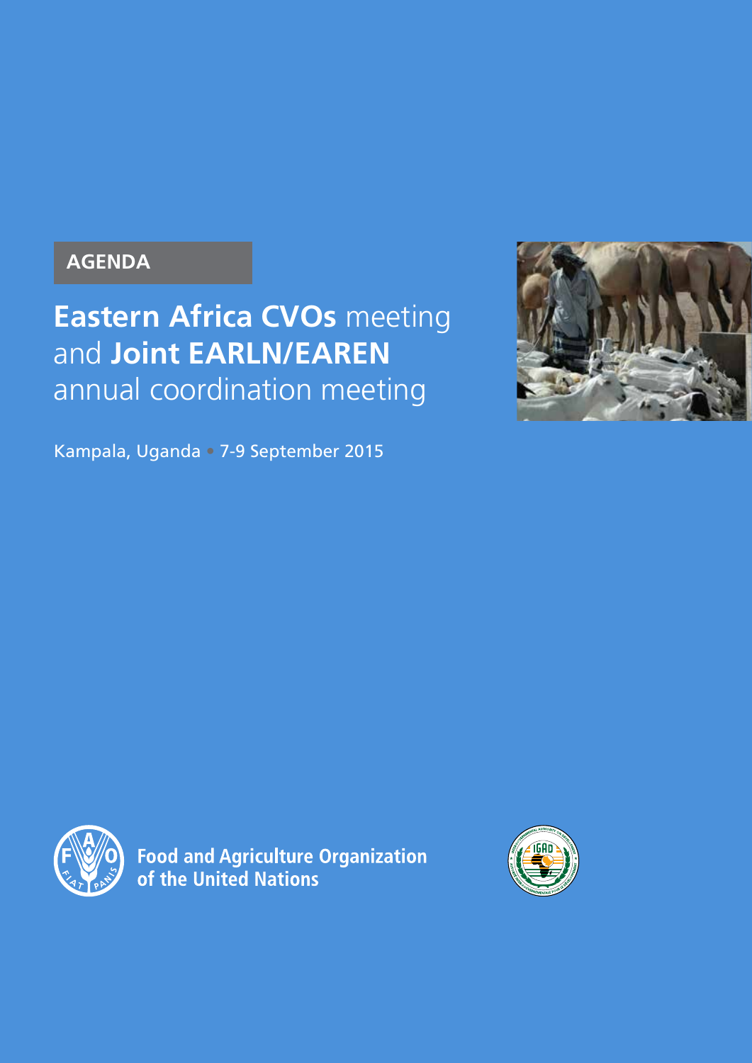AGENDA

# Eastern Africa CVOs meeting and Joint EARLN/EAREN annual coordination meeting

Kampala, Uganda • 7-9 September 2015

Food and Agriculture Organization of the United Nations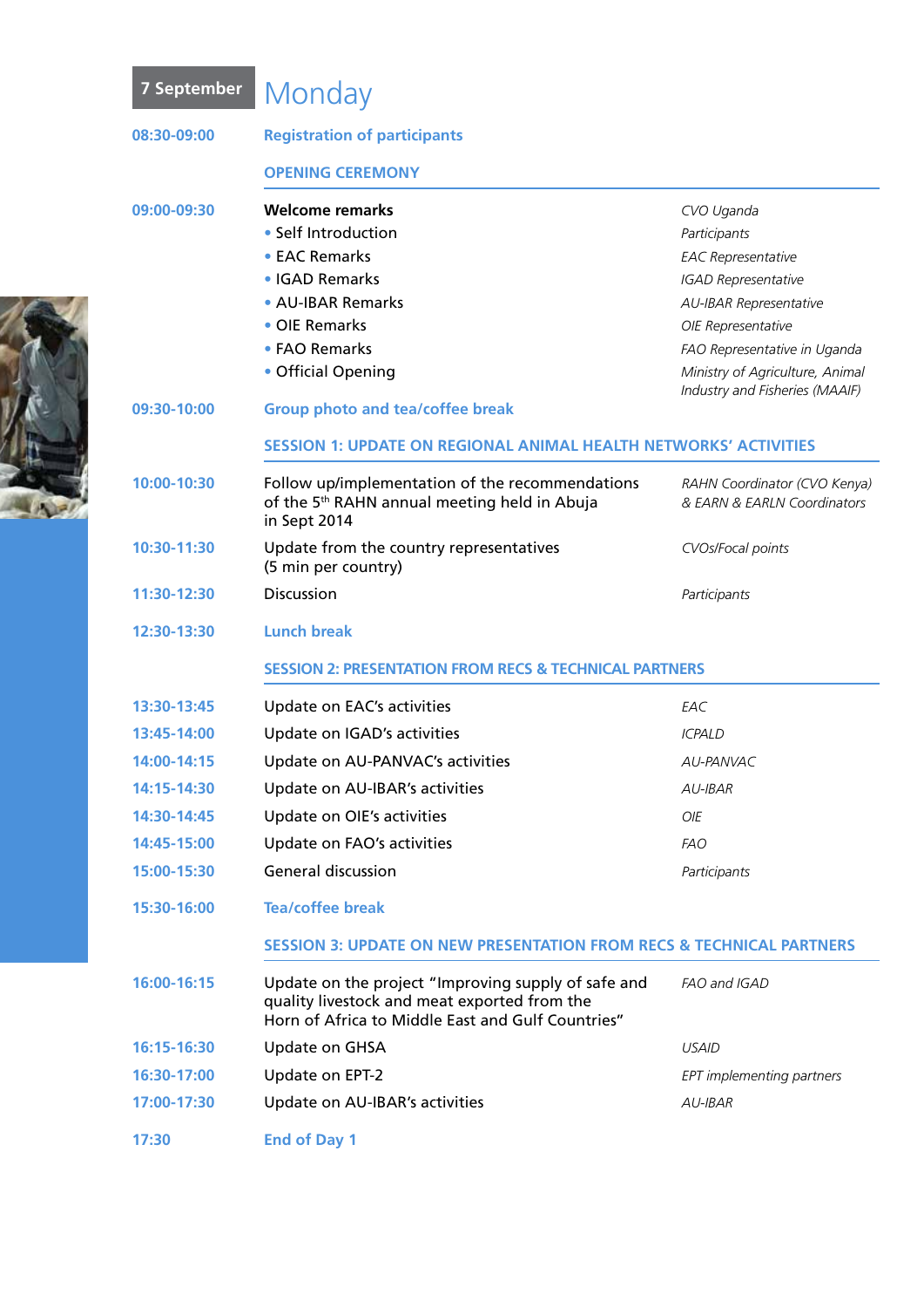## 7 September Monday

| | | |
|---|---|---|
| **08:30-09:00** | **Registration of participants** | |
| | **OPENING CEREMONY** | |
| **09:00-09:30** | **Welcome remarks** | *CVO Uganda* |
| | • Self Introduction | *Participants* |
| | • EAC Remarks | *EAC Representative* |
| | • IGAD Remarks | *IGAD Representative* |
| | • AU-IBAR Remarks | *AU-IBAR Representative* |
| | • OIE Remarks | *OIE Representative* |
| | • FAO Remarks | *FAO Representative in Uganda* |
| | • Official Opening | *Ministry of Agriculture, Animal Industry and Fisheries (MAAIF)* |
| **09:30-10:00** | **Group photo and tea/coffee break** | |
| | **SESSION 1: UPDATE ON REGIONAL ANIMAL HEALTH NETWORKS' ACTIVITIES** | |
| **10:00-10:30** | Follow up/implementation of the recommendations of the 5th RAHN annual meeting held in Abuja in Sept 2014 | *RAHN Coordinator (CVO Kenya) & EARN & EARLN Coordinators* |
| **10:30-11:30** | Update from the country representatives (5 min per country) | *CVOs/Focal points* |
| **11:30-12:30** | Discussion | *Participants* |
| **12:30-13:30** | **Lunch break** | |
| | **SESSION 2: PRESENTATION FROM RECS & TECHNICAL PARTNERS** | |
| **13:30-13:45** | Update on EAC's activities | *EAC* |
| **13:45-14:00** | Update on IGAD's activities | *ICPALD* |
| **14:00-14:15** | Update on AU-PANVAC's activities | *AU-PANVAC* |
| **14:15-14:30** | Update on AU-IBAR's activities | *AU-IBAR* |
| **14:30-14:45** | Update on OIE's activities | *OIE* |
| **14:45-15:00** | Update on FAO's activities | *FAO* |
| **15:00-15:30** | General discussion | *Participants* |
| **15:30-16:00** | **Tea/coffee break** | |
| | **SESSION 3: UPDATE ON NEW PRESENTATION FROM RECS & TECHNICAL PARTNERS** | |
| **16:00-16:15** | Update on the project "Improving supply of safe and quality livestock and meat exported from the Horn of Africa to Middle East and Gulf Countries" | *FAO and IGAD* |
| **16:15-16:30** | Update on GHSA | *USAID* |
| **16:30-17:00** | Update on EPT-2 | *EPT implementing partners* |
| **17:00-17:30** | Update on AU-IBAR's activities | *AU-IBAR* |
| **17:30** | **End of Day 1** | |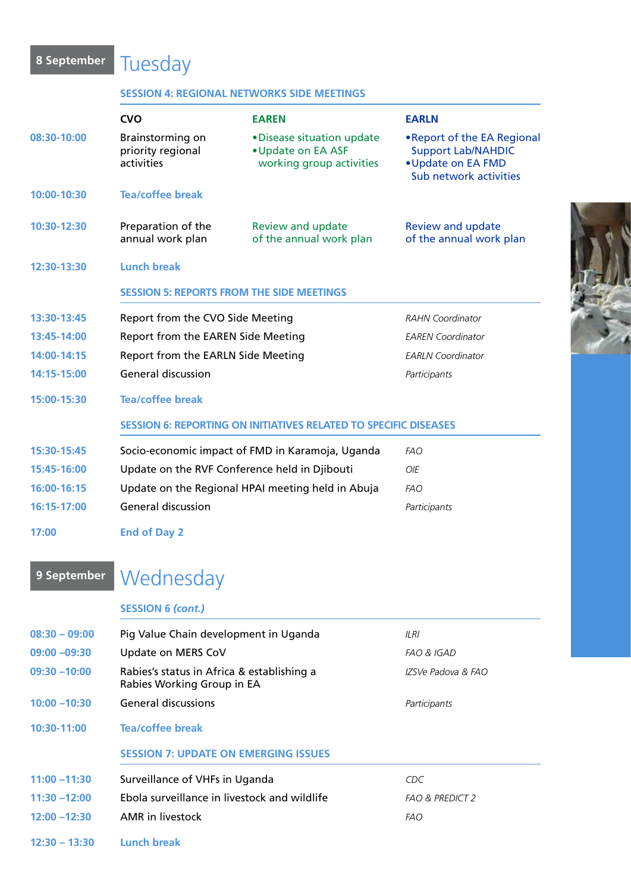## 8 September Tuesday

### SESSION 4: REGIONAL NETWORKS SIDE MEETINGS

| | CVO | EAREN | EARLN |
|---|---|---|---|
| 08:30-10:00 | Brainstorming on priority regional activities | • Disease situation update<br>• Update on EA ASF working group activities | • Report of the EA Regional Support Lab/NAHDIC<br>• Update on EA FMD Sub network activities |
| 10:00-10:30 | Tea/coffee break | | |
| 10:30-12:30 | Preparation of the annual work plan | Review and update of the annual work plan | Review and update of the annual work plan |
| 12:30-13:30 | Lunch break | | |

### SESSION 5: REPORTS FROM THE SIDE MEETINGS

| | | |
|---|---|---|
| 13:30-13:45 | Report from the CVO Side Meeting | *RAHN Coordinator* |
| 13:45-14:00 | Report from the EAREN Side Meeting | *EAREN Coordinator* |
| 14:00-14:15 | Report from the EARLN Side Meeting | *EARLN Coordinator* |
| 14:15-15:00 | General discussion | *Participants* |
| 15:00-15:30 | Tea/coffee break | |

### SESSION 6: REPORTING ON INITIATIVES RELATED TO SPECIFIC DISEASES

| | | |
|---|---|---|
| 15:30-15:45 | Socio-economic impact of FMD in Karamoja, Uganda | *FAO* |
| 15:45-16:00 | Update on the RVF Conference held in Djibouti | *OIE* |
| 16:00-16:15 | Update on the Regional HPAI meeting held in Abuja | *FAO* |
| 16:15-17:00 | General discussion | *Participants* |
| 17:00 | End of Day 2 | |

## 9 September Wednesday

### SESSION 6 *(cont.)*

| | | |
|---|---|---|
| 08:30 – 09:00 | Pig Value Chain development in Uganda | *ILRI* |
| 09:00 –09:30 | Update on MERS CoV | *FAO & IGAD* |
| 09:30 –10:00 | Rabies's status in Africa & establishing a Rabies Working Group in EA | *IZSVe Padova & FAO* |
| 10:00 –10:30 | General discussions | *Participants* |
| 10:30-11:00 | Tea/coffee break | |

### SESSION 7: UPDATE ON EMERGING ISSUES

| | | |
|---|---|---|
| 11:00 –11:30 | Surveillance of VHFs in Uganda | *CDC* |
| 11:30 –12:00 | Ebola surveillance in livestock and wildlife | *FAO & PREDICT 2* |
| 12:00 –12:30 | AMR in livestock | *FAO* |
| 12:30 – 13:30 | Lunch break | |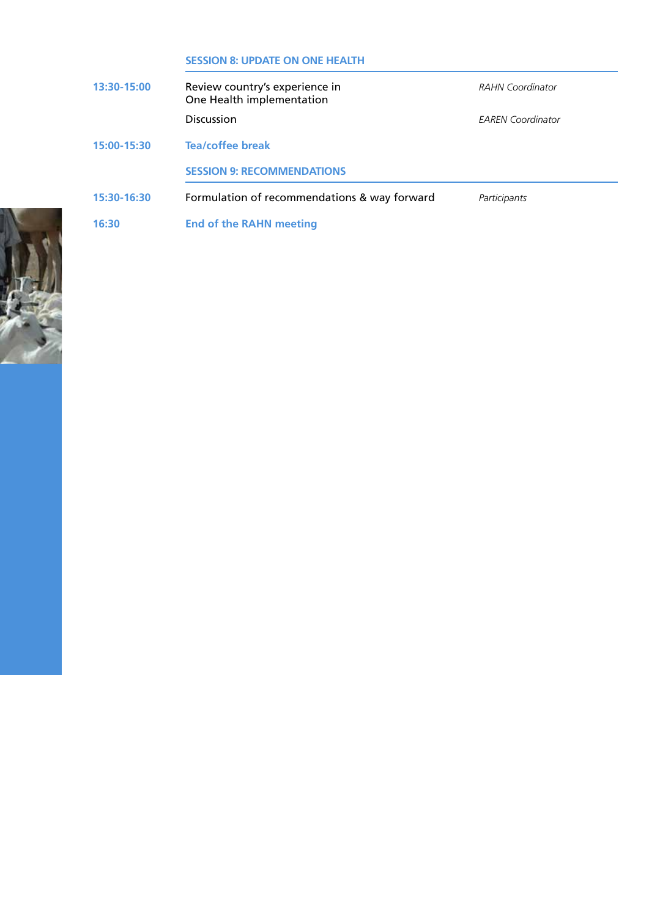| | | |
|---|---|---|
| | **SESSION 8: UPDATE ON ONE HEALTH** | |
| **13:30-15:00** | Review country's experience in One Health implementation | *RAHN Coordinator* |
| | Discussion | *EAREN Coordinator* |
| **15:00-15:30** | **Tea/coffee break** | |
| | **SESSION 9: RECOMMENDATIONS** | |
| **15:30-16:30** | Formulation of recommendations & way forward | *Participants* |
| **16:30** | **End of the RAHN meeting** | |